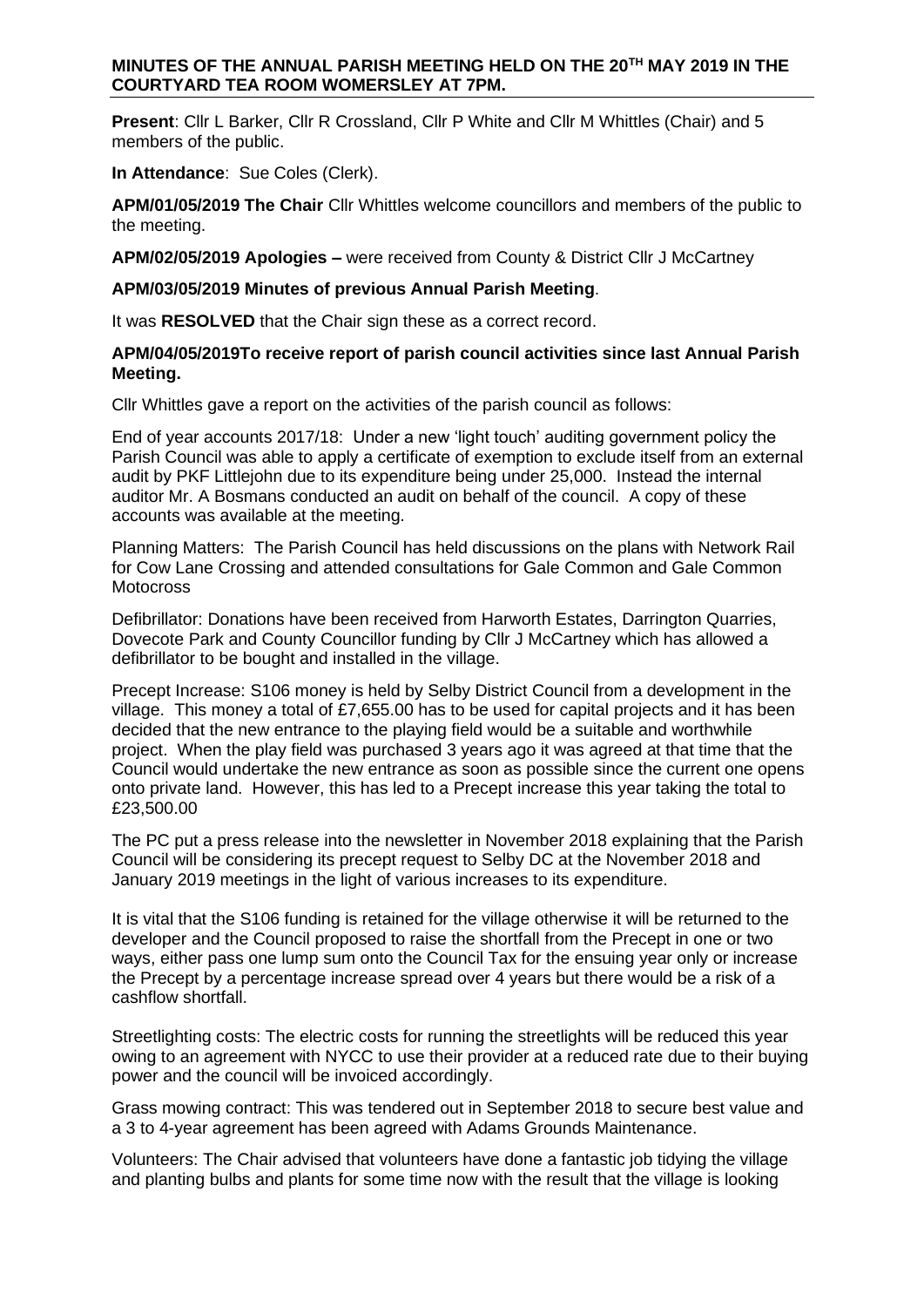# MINUTES OF THE ANNUAL PARISH MEETING HELD ON THE 20TH MAY 2019 IN THE COURTYARD TEA ROOM WOMERSLEY AT 7PM.

**Present**: Cllr L Barker, Cllr R Crossland, Cllr P White and Cllr M Whittles (Chair) and 5 members of the public.

**In Attendance**: Sue Coles (Clerk).

**APM/01/05/2019 The Chair** Cllr Whittles welcome councillors and members of the public to the meeting.

**APM/02/05/2019 Apologies –** were received from County & District Cllr J McCartney

**APM/03/05/2019 Minutes of previous Annual Parish Meeting**.

It was **RESOLVED** that the Chair sign these as a correct record.

**APM/04/05/2019To receive report of parish council activities since last Annual Parish Meeting.**

Cllr Whittles gave a report on the activities of the parish council as follows:

End of year accounts 2017/18: Under a new 'light touch' auditing government policy the Parish Council was able to apply a certificate of exemption to exclude itself from an external audit by PKF Littlejohn due to its expenditure being under 25,000. Instead the internal auditor Mr. A Bosmans conducted an audit on behalf of the council. A copy of these accounts was available at the meeting.

Planning Matters: The Parish Council has held discussions on the plans with Network Rail for Cow Lane Crossing and attended consultations for Gale Common and Gale Common Motocross

Defibrillator: Donations have been received from Harworth Estates, Darrington Quarries, Dovecote Park and County Councillor funding by Cllr J McCartney which has allowed a defibrillator to be bought and installed in the village.

Precept Increase: S106 money is held by Selby District Council from a development in the village. This money a total of £7,655.00 has to be used for capital projects and it has been decided that the new entrance to the playing field would be a suitable and worthwhile project. When the play field was purchased 3 years ago it was agreed at that time that the Council would undertake the new entrance as soon as possible since the current one opens onto private land. However, this has led to a Precept increase this year taking the total to £23,500.00

The PC put a press release into the newsletter in November 2018 explaining that the Parish Council will be considering its precept request to Selby DC at the November 2018 and January 2019 meetings in the light of various increases to its expenditure.

It is vital that the S106 funding is retained for the village otherwise it will be returned to the developer and the Council proposed to raise the shortfall from the Precept in one or two ways, either pass one lump sum onto the Council Tax for the ensuing year only or increase the Precept by a percentage increase spread over 4 years but there would be a risk of a cashflow shortfall.

Streetlighting costs: The electric costs for running the streetlights will be reduced this year owing to an agreement with NYCC to use their provider at a reduced rate due to their buying power and the council will be invoiced accordingly.

Grass mowing contract: This was tendered out in September 2018 to secure best value and a 3 to 4-year agreement has been agreed with Adams Grounds Maintenance.

Volunteers: The Chair advised that volunteers have done a fantastic job tidying the village and planting bulbs and plants for some time now with the result that the village is looking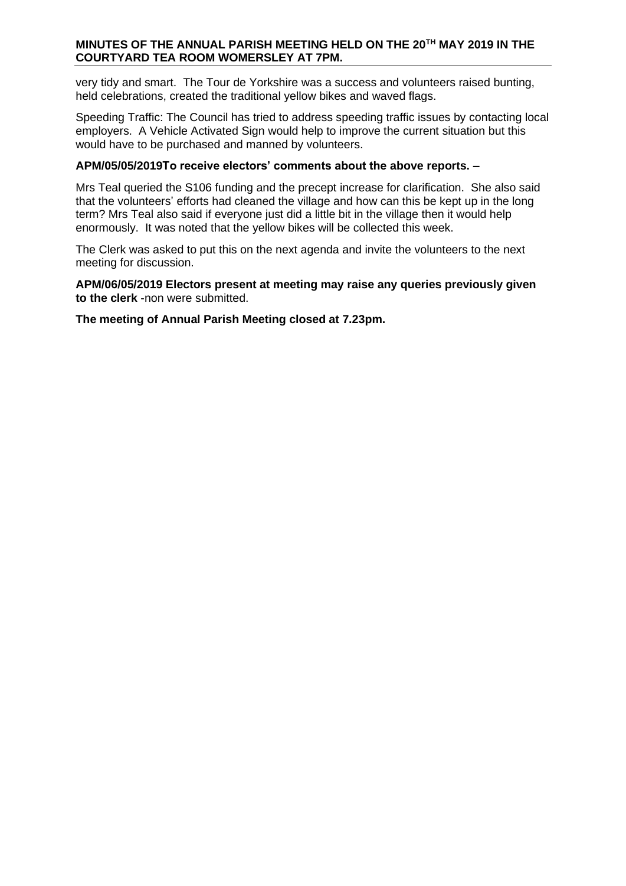very tidy and smart. The Tour de Yorkshire was a success and volunteers raised bunting, held celebrations, created the traditional yellow bikes and waved flags.

Speeding Traffic: The Council has tried to address speeding traffic issues by contacting local employers. A Vehicle Activated Sign would help to improve the current situation but this would have to be purchased and manned by volunteers.

**APM/05/05/2019To receive electors' comments about the above reports. –**

Mrs Teal queried the S106 funding and the precept increase for clarification. She also said that the volunteers' efforts had cleaned the village and how can this be kept up in the long term? Mrs Teal also said if everyone just did a little bit in the village then it would help enormously. It was noted that the yellow bikes will be collected this week.

The Clerk was asked to put this on the next agenda and invite the volunteers to the next meeting for discussion.

**APM/06/05/2019 Electors present at meeting may raise any queries previously given to the clerk** -non were submitted.

**The meeting of Annual Parish Meeting closed at 7.23pm.**